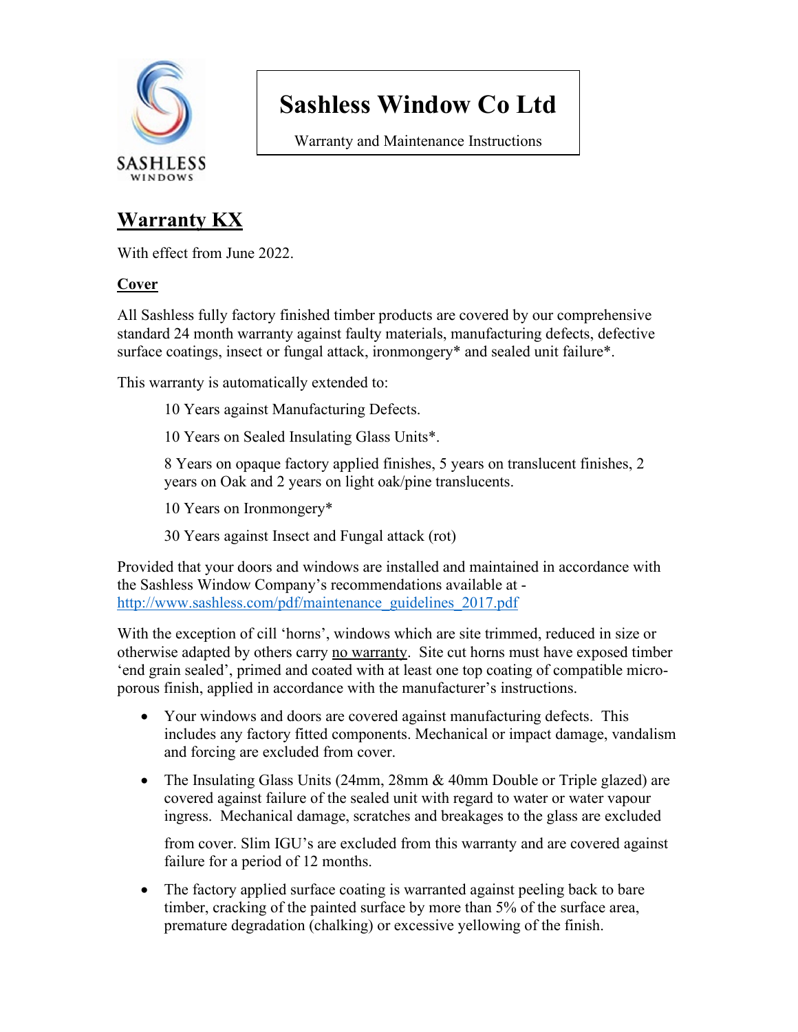# Sashless Window Co Ltd

Warranty and Maintenance Instructions

## Warranty KX

With effect from June 2022.

### Cover

All Sashless fully factory finished timber products are covered by our comprehensive standard 24 month warranty against faulty materials, manufacturing defects, defective surface coatings, insect or fungal attack, ironmongery* and sealed unit failure*.

This warranty is automatically extended to:

10 Years against Manufacturing Defects.

10 Years on Sealed Insulating Glass Units*.

8 Years on opaque factory applied finishes, 5 years on translucent finishes, 2 years on Oak and 2 years on light oak/pine translucents.

10 Years on Ironmongery*

30 Years against Insect and Fungal attack (rot)

Provided that your doors and windows are installed and maintained in accordance with the Sashless Window Company's recommendations available at - [http://www.sashless.com/pdf/maintenance_guidelines_2017.pdf](http://www.sashless.com/pdf/maintenance_guidelines_2017.pdf)

With the exception of cill 'horns', windows which are site trimmed, reduced in size or otherwise adapted by others carry no warranty. Site cut horns must have exposed timber 'end grain sealed', primed and coated with at least one top coating of compatible micro-porous finish, applied in accordance with the manufacturer's instructions.

- Your windows and doors are covered against manufacturing defects. This includes any factory fitted components. Mechanical or impact damage, vandalism and forcing are excluded from cover.
- The Insulating Glass Units (24mm, 28mm & 40mm Double or Triple glazed) are covered against failure of the sealed unit with regard to water or water vapour ingress. Mechanical damage, scratches and breakages to the glass are excluded from cover. Slim IGU's are excluded from this warranty and are covered against failure for a period of 12 months.
- The factory applied surface coating is warranted against peeling back to bare timber, cracking of the painted surface by more than 5% of the surface area, premature degradation (chalking) or excessive yellowing of the finish.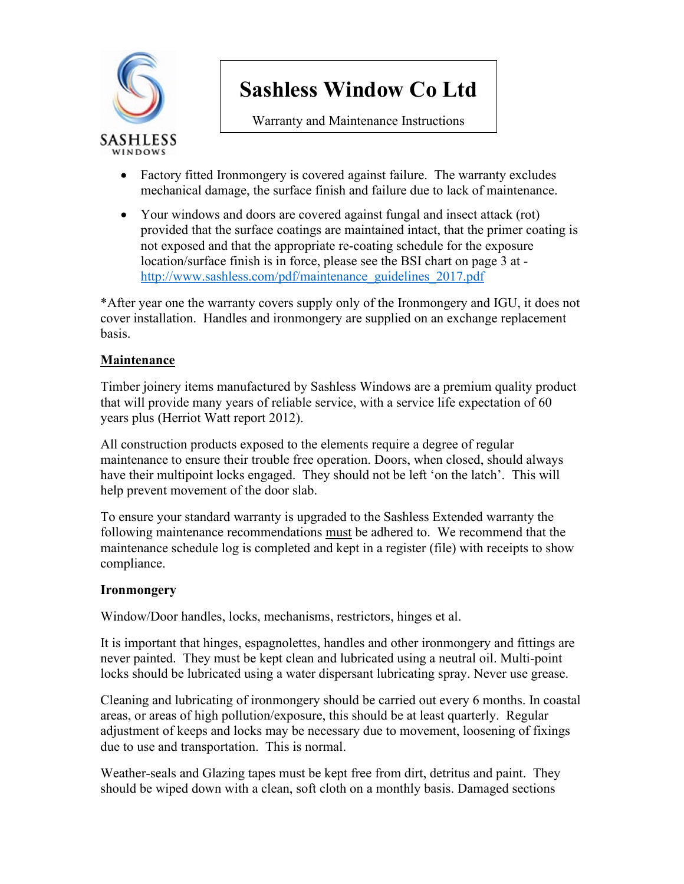# Sashless Window Co Ltd

Warranty and Maintenance Instructions

- Factory fitted Ironmongery is covered against failure. The warranty excludes mechanical damage, the surface finish and failure due to lack of maintenance.
- Your windows and doors are covered against fungal and insect attack (rot) provided that the surface coatings are maintained intact, that the primer coating is not exposed and that the appropriate re-coating schedule for the exposure location/surface finish is in force, please see the BSI chart on page 3 at - http://www.sashless.com/pdf/maintenance_guidelines_2017.pdf

*After year one the warranty covers supply only of the Ironmongery and IGU, it does not cover installation. Handles and ironmongery are supplied on an exchange replacement basis.

## Maintenance

Timber joinery items manufactured by Sashless Windows are a premium quality product that will provide many years of reliable service, with a service life expectation of 60 years plus (Herriot Watt report 2012).

All construction products exposed to the elements require a degree of regular maintenance to ensure their trouble free operation. Doors, when closed, should always have their multipoint locks engaged. They should not be left 'on the latch'. This will help prevent movement of the door slab.

To ensure your standard warranty is upgraded to the Sashless Extended warranty the following maintenance recommendations must be adhered to. We recommend that the maintenance schedule log is completed and kept in a register (file) with receipts to show compliance.

### Ironmongery

Window/Door handles, locks, mechanisms, restrictors, hinges et al.

It is important that hinges, espagnolettes, handles and other ironmongery and fittings are never painted. They must be kept clean and lubricated using a neutral oil. Multi-point locks should be lubricated using a water dispersant lubricating spray. Never use grease.

Cleaning and lubricating of ironmongery should be carried out every 6 months. In coastal areas, or areas of high pollution/exposure, this should be at least quarterly. Regular adjustment of keeps and locks may be necessary due to movement, loosening of fixings due to use and transportation. This is normal.

Weather-seals and Glazing tapes must be kept free from dirt, detritus and paint. They should be wiped down with a clean, soft cloth on a monthly basis. Damaged sections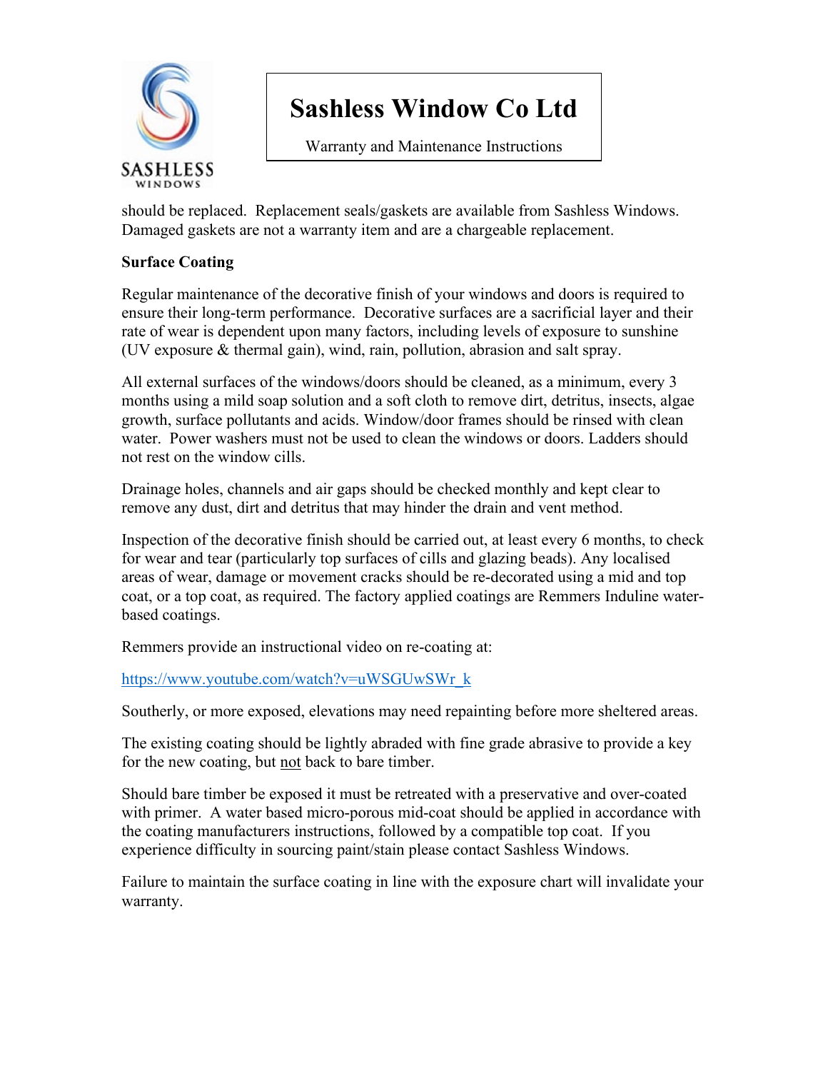should be replaced. Replacement seals/gaskets are available from Sashless Windows. Damaged gaskets are not a warranty item and are a chargeable replacement.

**Surface Coating**

Regular maintenance of the decorative finish of your windows and doors is required to ensure their long-term performance. Decorative surfaces are a sacrificial layer and their rate of wear is dependent upon many factors, including levels of exposure to sunshine (UV exposure & thermal gain), wind, rain, pollution, abrasion and salt spray.

All external surfaces of the windows/doors should be cleaned, as a minimum, every 3 months using a mild soap solution and a soft cloth to remove dirt, detritus, insects, algae growth, surface pollutants and acids. Window/door frames should be rinsed with clean water. Power washers must not be used to clean the windows or doors. Ladders should not rest on the window cills.

Drainage holes, channels and air gaps should be checked monthly and kept clear to remove any dust, dirt and detritus that may hinder the drain and vent method.

Inspection of the decorative finish should be carried out, at least every 6 months, to check for wear and tear (particularly top surfaces of cills and glazing beads). Any localised areas of wear, damage or movement cracks should be re-decorated using a mid and top coat, or a top coat, as required. The factory applied coatings are Remmers Induline water-based coatings.

Remmers provide an instructional video on re-coating at:

https://www.youtube.com/watch?v=uWSGUwSWr_k

Southerly, or more exposed, elevations may need repainting before more sheltered areas.

The existing coating should be lightly abraded with fine grade abrasive to provide a key for the new coating, but <u>not</u> back to bare timber.

Should bare timber be exposed it must be retreated with a preservative and over-coated with primer. A water based micro-porous mid-coat should be applied in accordance with the coating manufacturers instructions, followed by a compatible top coat. If you experience difficulty in sourcing paint/stain please contact Sashless Windows.

Failure to maintain the surface coating in line with the exposure chart will invalidate your warranty.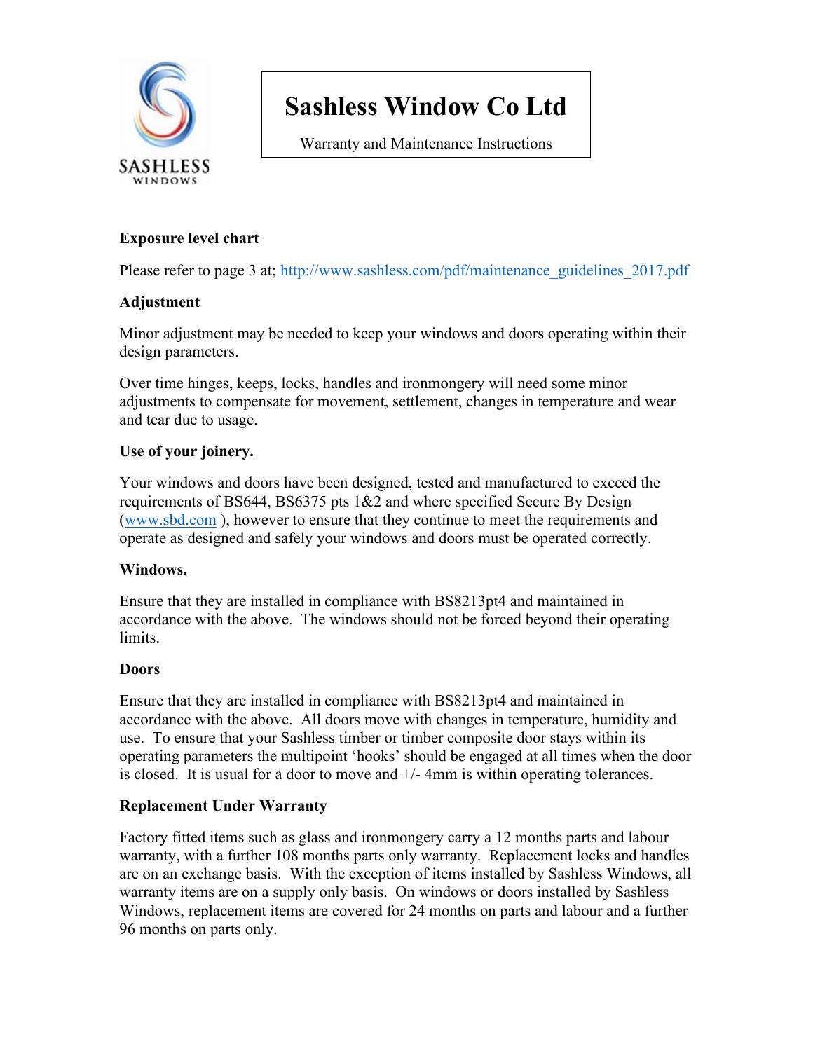# Sashless Window Co Ltd

Warranty and Maintenance Instructions

**Exposure level chart**

Please refer to page 3 at; http://www.sashless.com/pdf/maintenance_guidelines_2017.pdf

**Adjustment**

Minor adjustment may be needed to keep your windows and doors operating within their design parameters.

Over time hinges, keeps, locks, handles and ironmongery will need some minor adjustments to compensate for movement, settlement, changes in temperature and wear and tear due to usage.

**Use of your joinery.**

Your windows and doors have been designed, tested and manufactured to exceed the requirements of BS644, BS6375 pts 1&2 and where specified Secure By Design (www.sbd.com ), however to ensure that they continue to meet the requirements and operate as designed and safely your windows and doors must be operated correctly.

**Windows.**

Ensure that they are installed in compliance with BS8213pt4 and maintained in accordance with the above. The windows should not be forced beyond their operating limits.

**Doors**

Ensure that they are installed in compliance with BS8213pt4 and maintained in accordance with the above. All doors move with changes in temperature, humidity and use. To ensure that your Sashless timber or timber composite door stays within its operating parameters the multipoint 'hooks' should be engaged at all times when the door is closed. It is usual for a door to move and +/- 4mm is within operating tolerances.

**Replacement Under Warranty**

Factory fitted items such as glass and ironmongery carry a 12 months parts and labour warranty, with a further 108 months parts only warranty. Replacement locks and handles are on an exchange basis. With the exception of items installed by Sashless Windows, all warranty items are on a supply only basis. On windows or doors installed by Sashless Windows, replacement items are covered for 24 months on parts and labour and a further 96 months on parts only.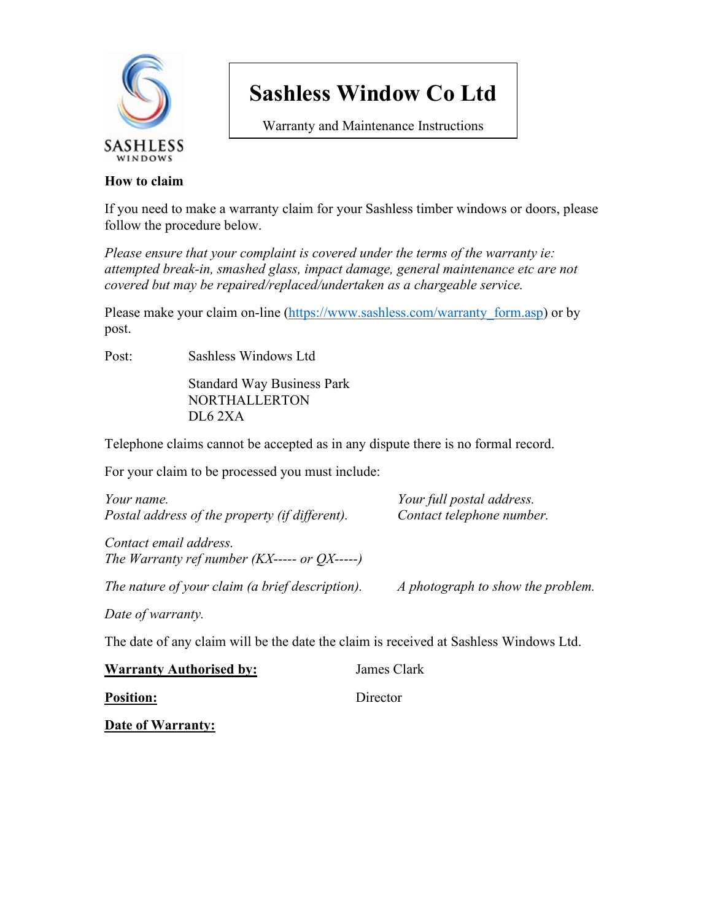SASHLESS
WINDOWS

# Sashless Window Co Ltd

Warranty and Maintenance Instructions

**How to claim**

If you need to make a warranty claim for your Sashless timber windows or doors, please follow the procedure below.

*Please ensure that your complaint is covered under the terms of the warranty ie: attempted break-in, smashed glass, impact damage, general maintenance etc are not covered but may be repaired/replaced/undertaken as a chargeable service.*

Please make your claim on-line (https://www.sashless.com/warranty_form.asp) or by post.

Post: Sashless Windows Ltd

Standard Way Business Park
NORTHALLERTON
DL6 2XA

Telephone claims cannot be accepted as in any dispute there is no formal record.

For your claim to be processed you must include:

*Your name.*
*Your full postal address.*
*Postal address of the property (if different).*
*Contact telephone number.*

*Contact email address.*
*The Warranty ref number (KX----- or QX-----)*

*The nature of your claim (a brief description).*
*A photograph to show the problem.*

*Date of warranty.*

The date of any claim will be the date the claim is received at Sashless Windows Ltd.

**Warranty Authorised by:** James Clark

**Position:** Director

**Date of Warranty:**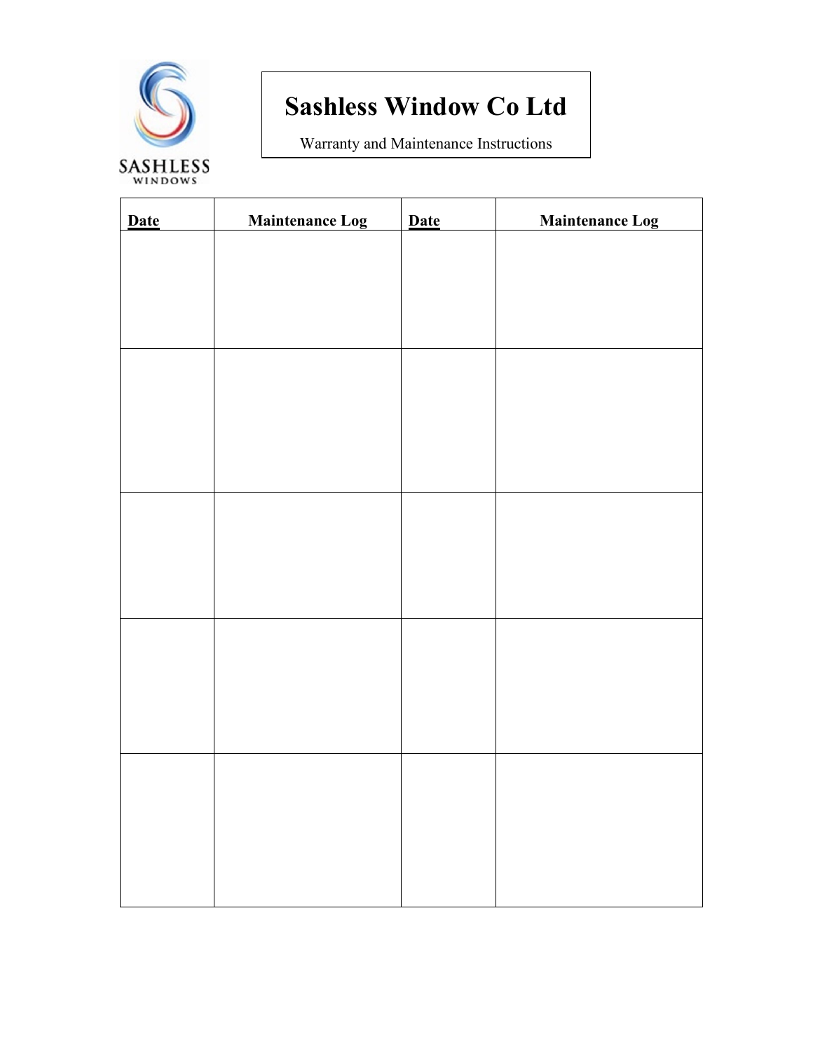SASHLESS WINDOWS

# Sashless Window Co Ltd

Warranty and Maintenance Instructions

| Date | Maintenance Log | Date | Maintenance Log |
|---|---|---|---|
| | | | |
| | | | |
| | | | |
| | | | |
| | | | |